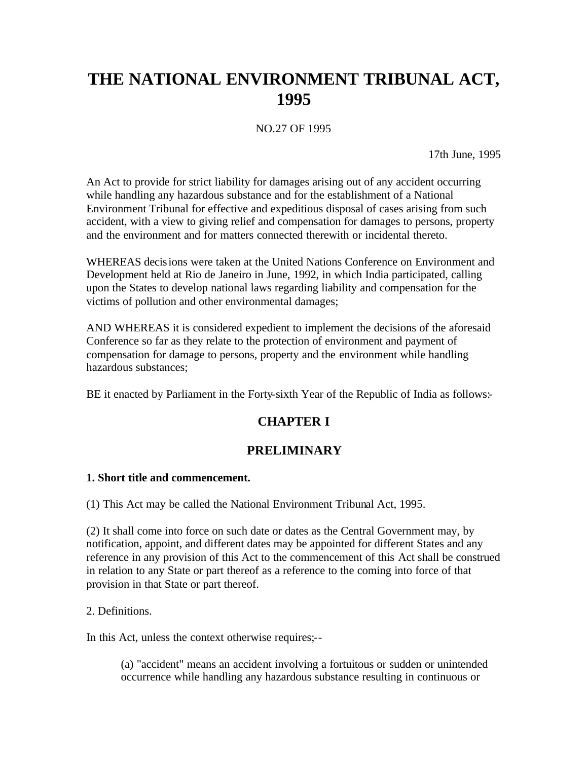# THE NATIONAL ENVIRONMENT TRIBUNAL ACT, 1995

NO.27 OF 1995

17th June, 1995

An Act to provide for strict liability for damages arising out of any accident occurring while handling any hazardous substance and for the establishment of a National Environment Tribunal for effective and expeditious disposal of cases arising from such accident, with a view to giving relief and compensation for damages to persons, property and the environment and for matters connected therewith or incidental thereto.

WHEREAS decisions were taken at the United Nations Conference on Environment and Development held at Rio de Janeiro in June, 1992, in which India participated, calling upon the States to develop national laws regarding liability and compensation for the victims of pollution and other environmental damages;

AND WHEREAS it is considered expedient to implement the decisions of the aforesaid Conference so far as they relate to the protection of environment and payment of compensation for damage to persons, property and the environment while handling hazardous substances;

BE it enacted by Parliament in the Forty-sixth Year of the Republic of India as follows:-

## CHAPTER I

## PRELIMINARY

**1. Short title and commencement.**

(1) This Act may be called the National Environment Tribunal Act, 1995.

(2) It shall come into force on such date or dates as the Central Government may, by notification, appoint, and different dates may be appointed for different States and any reference in any provision of this Act to the commencement of this Act shall be construed in relation to any State or part thereof as a reference to the coming into force of that provision in that State or part thereof.

2. Definitions.

In this Act, unless the context otherwise requires;--

(a) "accident" means an accident involving a fortuitous or sudden or unintended occurrence while handling any hazardous substance resulting in continuous or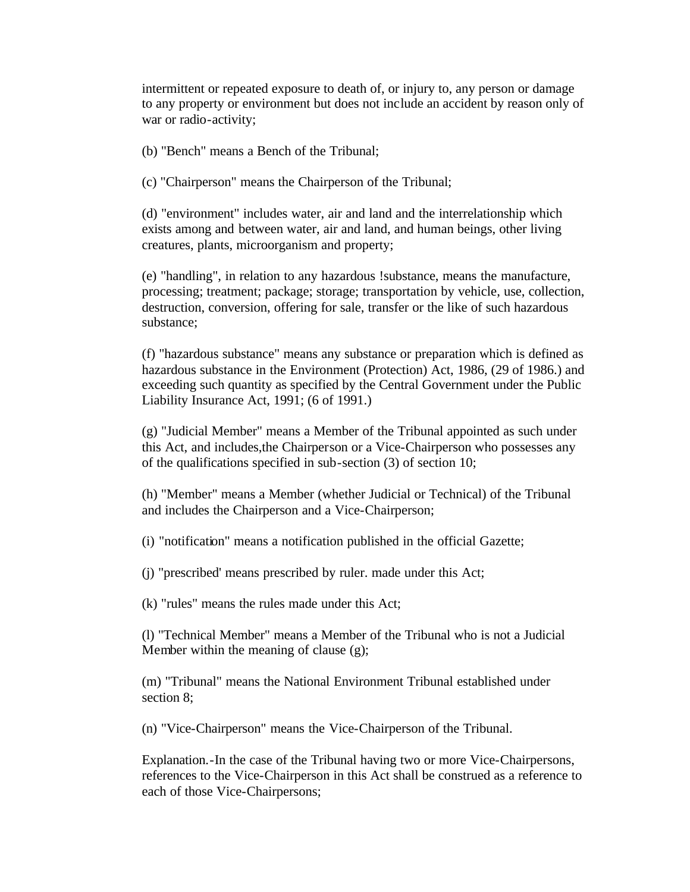intermittent or repeated exposure to death of, or injury to, any person or damage to any property or environment but does not include an accident by reason only of war or radio-activity;

(b) "Bench" means a Bench of the Tribunal;

(c) "Chairperson" means the Chairperson of the Tribunal;

(d) "environment" includes water, air and land and the interrelationship which exists among and between water, air and land, and human beings, other living creatures, plants, microorganism and property;

(e) "handling", in relation to any hazardous !substance, means the manufacture, processing; treatment; package; storage; transportation by vehicle, use, collection, destruction, conversion, offering for sale, transfer or the like of such hazardous substance;

(f) "hazardous substance" means any substance or preparation which is defined as hazardous substance in the Environment (Protection) Act, 1986, (29 of 1986.) and exceeding such quantity as specified by the Central Government under the Public Liability Insurance Act, 1991; (6 of 1991.)

(g) "Judicial Member" means a Member of the Tribunal appointed as such under this Act, and includes,the Chairperson or a Vice-Chairperson who possesses any of the qualifications specified in sub-section (3) of section 10;

(h) "Member" means a Member (whether Judicial or Technical) of the Tribunal and includes the Chairperson and a Vice-Chairperson;

(i) "notification" means a notification published in the official Gazette;

(j) "prescribed' means prescribed by ruler. made under this Act;

(k) "rules" means the rules made under this Act;

(l) "Technical Member" means a Member of the Tribunal who is not a Judicial Member within the meaning of clause (g);

(m) "Tribunal" means the National Environment Tribunal established under section 8;

(n) "Vice-Chairperson" means the Vice-Chairperson of the Tribunal.

Explanation.-In the case of the Tribunal having two or more Vice-Chairpersons, references to the Vice-Chairperson in this Act shall be construed as a reference to each of those Vice-Chairpersons;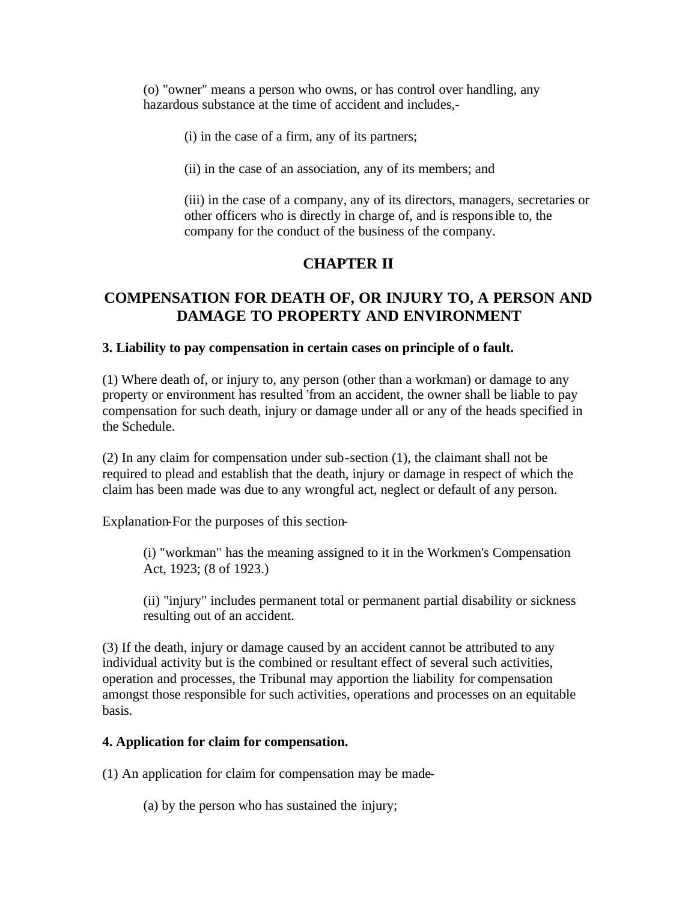(o) "owner" means a person who owns, or has control over handling, any hazardous substance at the time of accident and includes,-

(i) in the case of a firm, any of its partners;

(ii) in the case of an association, any of its members; and

(iii) in the case of a company, any of its directors, managers, secretaries or other officers who is directly in charge of, and is responsible to, the company for the conduct of the business of the company.

## CHAPTER II

## COMPENSATION FOR DEATH OF, OR INJURY TO, A PERSON AND DAMAGE TO PROPERTY AND ENVIRONMENT

**3. Liability to pay compensation in certain cases on principle of o fault.**

(1) Where death of, or injury to, any person (other than a workman) or damage to any property or environment has resulted 'from an accident, the owner shall be liable to pay compensation for such death, injury or damage under all or any of the heads specified in the Schedule.

(2) In any claim for compensation under sub-section (1), the claimant shall not be required to plead and establish that the death, injury or damage in respect of which the claim has been made was due to any wrongful act, neglect or default of any person.

Explanation-For the purposes of this section-

(i) "workman" has the meaning assigned to it in the Workmen's Compensation Act, 1923; (8 of 1923.)

(ii) "injury" includes permanent total or permanent partial disability or sickness resulting out of an accident.

(3) If the death, injury or damage caused by an accident cannot be attributed to any individual activity but is the combined or resultant effect of several such activities, operation and processes, the Tribunal may apportion the liability for compensation amongst those responsible for such activities, operations and processes on an equitable basis.

**4. Application for claim for compensation.**

(1) An application for claim for compensation may be made-

(a) by the person who has sustained the injury;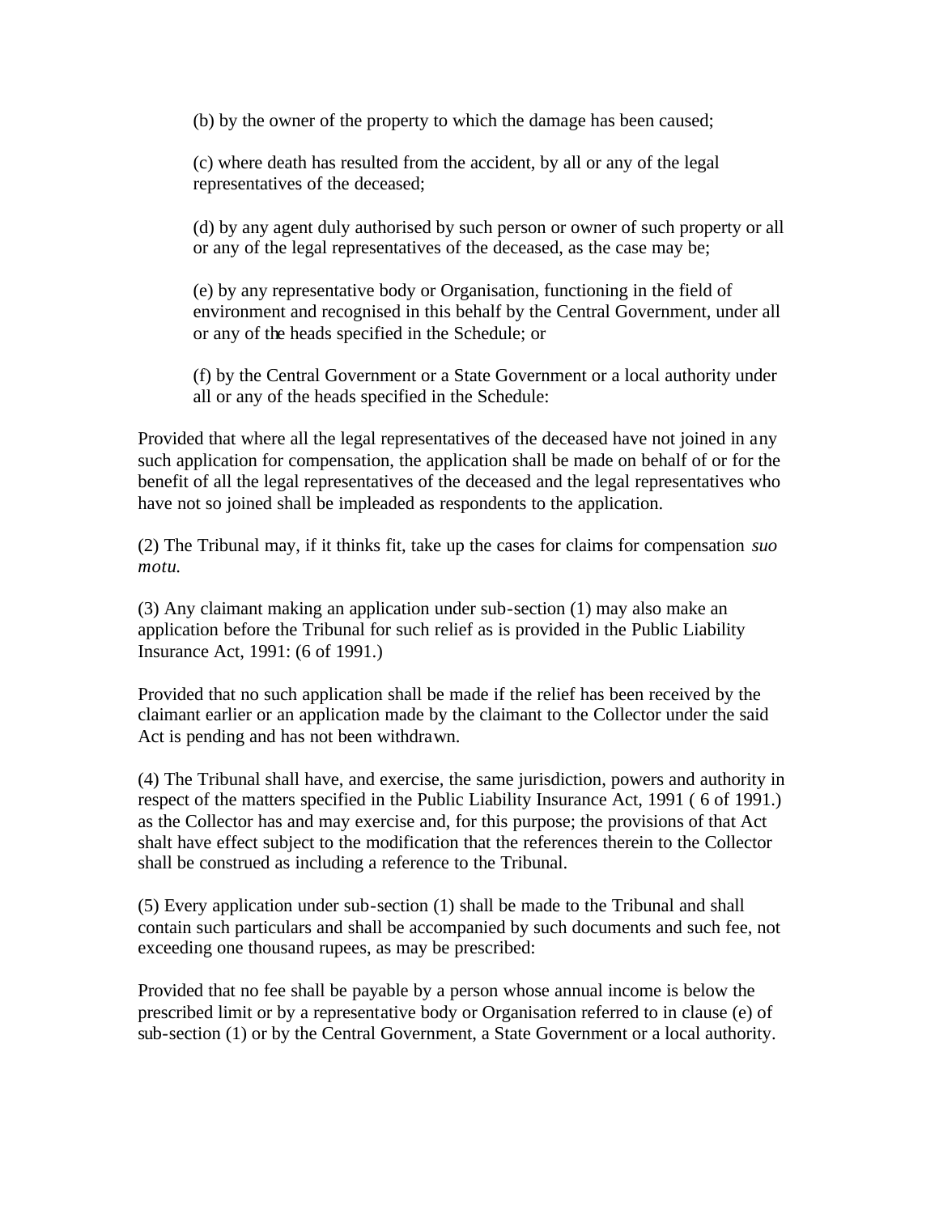(b) by the owner of the property to which the damage has been caused;

(c) where death has resulted from the accident, by all or any of the legal representatives of the deceased;

(d) by any agent duly authorised by such person or owner of such property or all or any of the legal representatives of the deceased, as the case may be;

(e) by any representative body or Organisation, functioning in the field of environment and recognised in this behalf by the Central Government, under all or any of the heads specified in the Schedule; or

(f) by the Central Government or a State Government or a local authority under all or any of the heads specified in the Schedule:

Provided that where all the legal representatives of the deceased have not joined in any such application for compensation, the application shall be made on behalf of or for the benefit of all the legal representatives of the deceased and the legal representatives who have not so joined shall be impleaded as respondents to the application.

(2) The Tribunal may, if it thinks fit, take up the cases for claims for compensation *suo motu.*

(3) Any claimant making an application under sub-section (1) may also make an application before the Tribunal for such relief as is provided in the Public Liability Insurance Act, 1991: (6 of 1991.)

Provided that no such application shall be made if the relief has been received by the claimant earlier or an application made by the claimant to the Collector under the said Act is pending and has not been withdrawn.

(4) The Tribunal shall have, and exercise, the same jurisdiction, powers and authority in respect of the matters specified in the Public Liability Insurance Act, 1991 ( 6 of 1991.) as the Collector has and may exercise and, for this purpose; the provisions of that Act shalt have effect subject to the modification that the references therein to the Collector shall be construed as including a reference to the Tribunal.

(5) Every application under sub-section (1) shall be made to the Tribunal and shall contain such particulars and shall be accompanied by such documents and such fee, not exceeding one thousand rupees, as may be prescribed:

Provided that no fee shall be payable by a person whose annual income is below the prescribed limit or by a representative body or Organisation referred to in clause (e) of sub-section (1) or by the Central Government, a State Government or a local authority.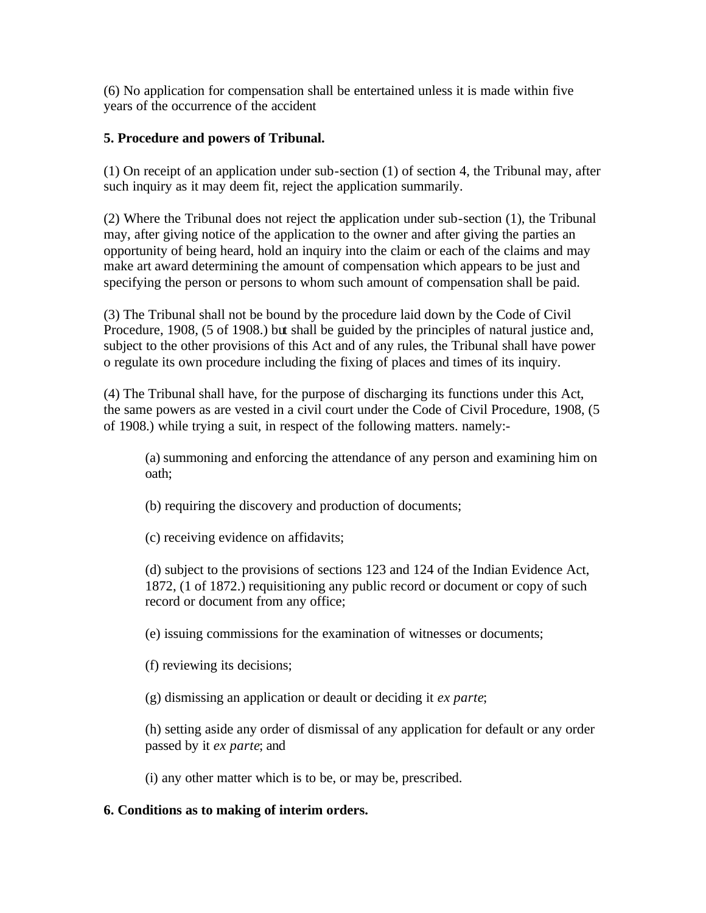(6) No application for compensation shall be entertained unless it is made within five years of the occurrence of the accident

**5. Procedure and powers of Tribunal.**

(1) On receipt of an application under sub-section (1) of section 4, the Tribunal may, after such inquiry as it may deem fit, reject the application summarily.

(2) Where the Tribunal does not reject the application under sub-section (1), the Tribunal may, after giving notice of the application to the owner and after giving the parties an opportunity of being heard, hold an inquiry into the claim or each of the claims and may make art award determining the amount of compensation which appears to be just and specifying the person or persons to whom such amount of compensation shall be paid.

(3) The Tribunal shall not be bound by the procedure laid down by the Code of Civil Procedure, 1908, (5 of 1908.) but shall be guided by the principles of natural justice and, subject to the other provisions of this Act and of any rules, the Tribunal shall have power o regulate its own procedure including the fixing of places and times of its inquiry.

(4) The Tribunal shall have, for the purpose of discharging its functions under this Act, the same powers as are vested in a civil court under the Code of Civil Procedure, 1908, (5 of 1908.) while trying a suit, in respect of the following matters. namely:-

> (a) summoning and enforcing the attendance of any person and examining him on oath;
>
> (b) requiring the discovery and production of documents;
>
> (c) receiving evidence on affidavits;
>
> (d) subject to the provisions of sections 123 and 124 of the Indian Evidence Act, 1872, (1 of 1872.) requisitioning any public record or document or copy of such record or document from any office;
>
> (e) issuing commissions for the examination of witnesses or documents;
>
> (f) reviewing its decisions;
>
> (g) dismissing an application or deault or deciding it *ex parte*;
>
> (h) setting aside any order of dismissal of any application for default or any order passed by it *ex parte*; and
>
> (i) any other matter which is to be, or may be, prescribed.

**6. Conditions as to making of interim orders.**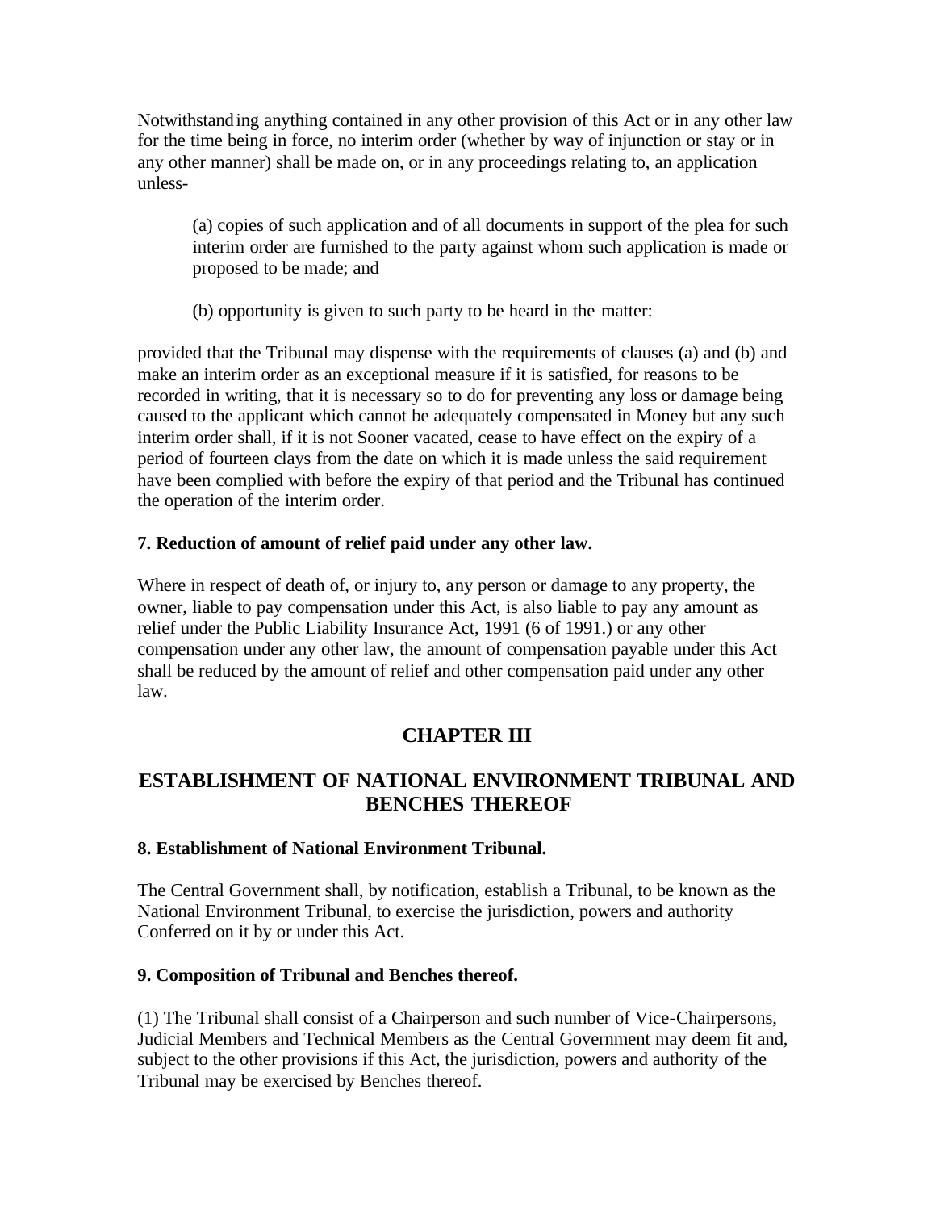Notwithstanding anything contained in any other provision of this Act or in any other law for the time being in force, no interim order (whether by way of injunction or stay or in any other manner) shall be made on, or in any proceedings relating to, an application unless-

> (a) copies of such application and of all documents in support of the plea for such interim order are furnished to the party against whom such application is made or proposed to be made; and
>
> (b) opportunity is given to such party to be heard in the matter:

provided that the Tribunal may dispense with the requirements of clauses (a) and (b) and make an interim order as an exceptional measure if it is satisfied, for reasons to be recorded in writing, that it is necessary so to do for preventing any loss or damage being caused to the applicant which cannot be adequately compensated in Money but any such interim order shall, if it is not Sooner vacated, cease to have effect on the expiry of a period of fourteen clays from the date on which it is made unless the said requirement have been complied with before the expiry of that period and the Tribunal has continued the operation of the interim order.

**7. Reduction of amount of relief paid under any other law.**

Where in respect of death of, or injury to, any person or damage to any property, the owner, liable to pay compensation under this Act, is also liable to pay any amount as relief under the Public Liability Insurance Act, 1991 (6 of 1991.) or any other compensation under any other law, the amount of compensation payable under this Act shall be reduced by the amount of relief and other compensation paid under any other law.

## CHAPTER III

## ESTABLISHMENT OF NATIONAL ENVIRONMENT TRIBUNAL AND BENCHES THEREOF

**8. Establishment of National Environment Tribunal.**

The Central Government shall, by notification, establish a Tribunal, to be known as the National Environment Tribunal, to exercise the jurisdiction, powers and authority Conferred on it by or under this Act.

**9. Composition of Tribunal and Benches thereof.**

(1) The Tribunal shall consist of a Chairperson and such number of Vice-Chairpersons, Judicial Members and Technical Members as the Central Government may deem fit and, subject to the other provisions if this Act, the jurisdiction, powers and authority of the Tribunal may be exercised by Benches thereof.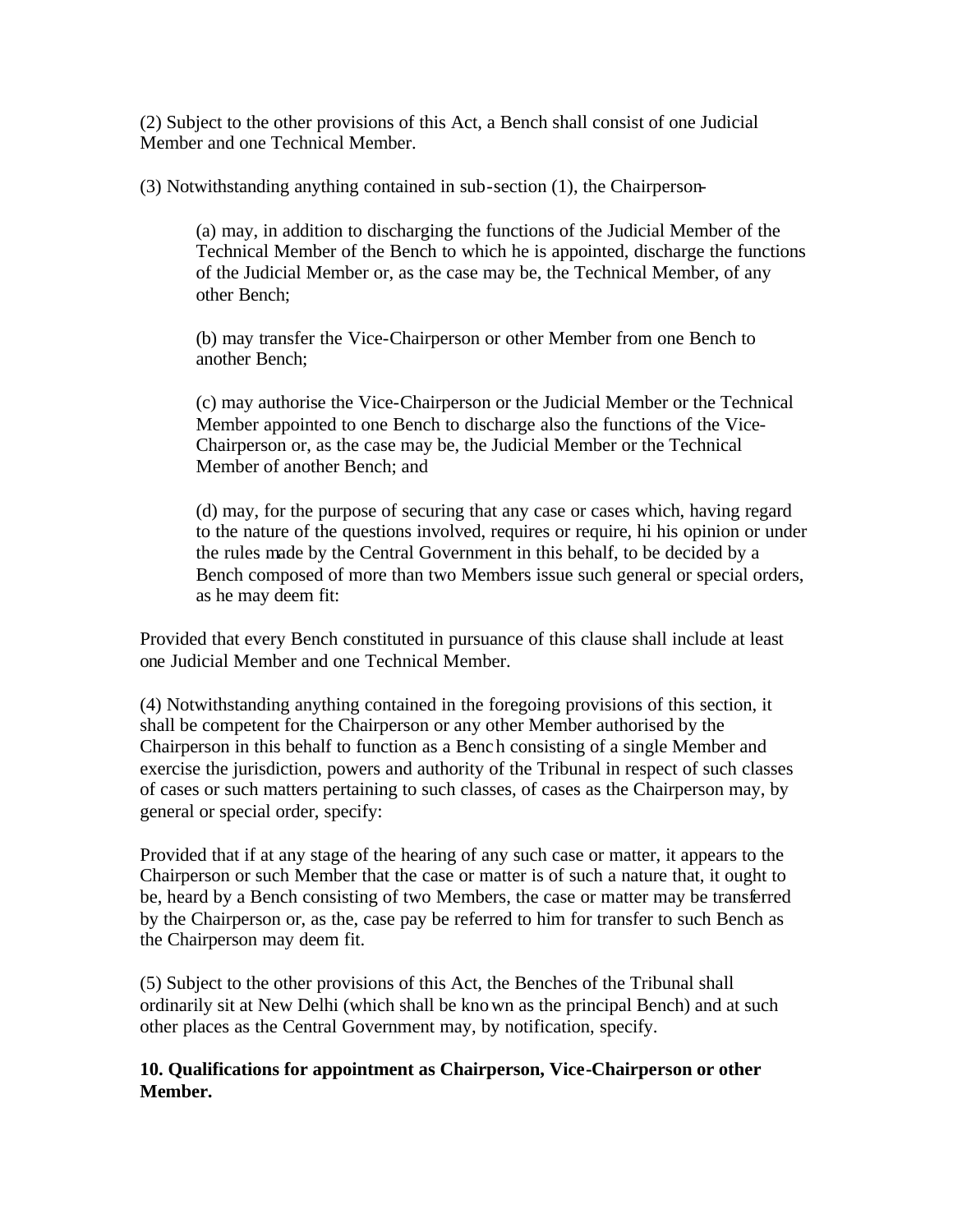(2) Subject to the other provisions of this Act, a Bench shall consist of one Judicial Member and one Technical Member.

(3) Notwithstanding anything contained in sub-section (1), the Chairperson-

> (a) may, in addition to discharging the functions of the Judicial Member of the Technical Member of the Bench to which he is appointed, discharge the functions of the Judicial Member or, as the case may be, the Technical Member, of any other Bench;
>
> (b) may transfer the Vice-Chairperson or other Member from one Bench to another Bench;
>
> (c) may authorise the Vice-Chairperson or the Judicial Member or the Technical Member appointed to one Bench to discharge also the functions of the Vice-Chairperson or, as the case may be, the Judicial Member or the Technical Member of another Bench; and
>
> (d) may, for the purpose of securing that any case or cases which, having regard to the nature of the questions involved, requires or require, hi his opinion or under the rules made by the Central Government in this behalf, to be decided by a Bench composed of more than two Members issue such general or special orders, as he may deem fit:

Provided that every Bench constituted in pursuance of this clause shall include at least one Judicial Member and one Technical Member.

(4) Notwithstanding anything contained in the foregoing provisions of this section, it shall be competent for the Chairperson or any other Member authorised by the Chairperson in this behalf to function as a Bench consisting of a single Member and exercise the jurisdiction, powers and authority of the Tribunal in respect of such classes of cases or such matters pertaining to such classes, of cases as the Chairperson may, by general or special order, specify:

Provided that if at any stage of the hearing of any such case or matter, it appears to the Chairperson or such Member that the case or matter is of such a nature that, it ought to be, heard by a Bench consisting of two Members, the case or matter may be transferred by the Chairperson or, as the, case pay be referred to him for transfer to such Bench as the Chairperson may deem fit.

(5) Subject to the other provisions of this Act, the Benches of the Tribunal shall ordinarily sit at New Delhi (which shall be known as the principal Bench) and at such other places as the Central Government may, by notification, specify.

**10. Qualifications for appointment as Chairperson, Vice-Chairperson or other Member.**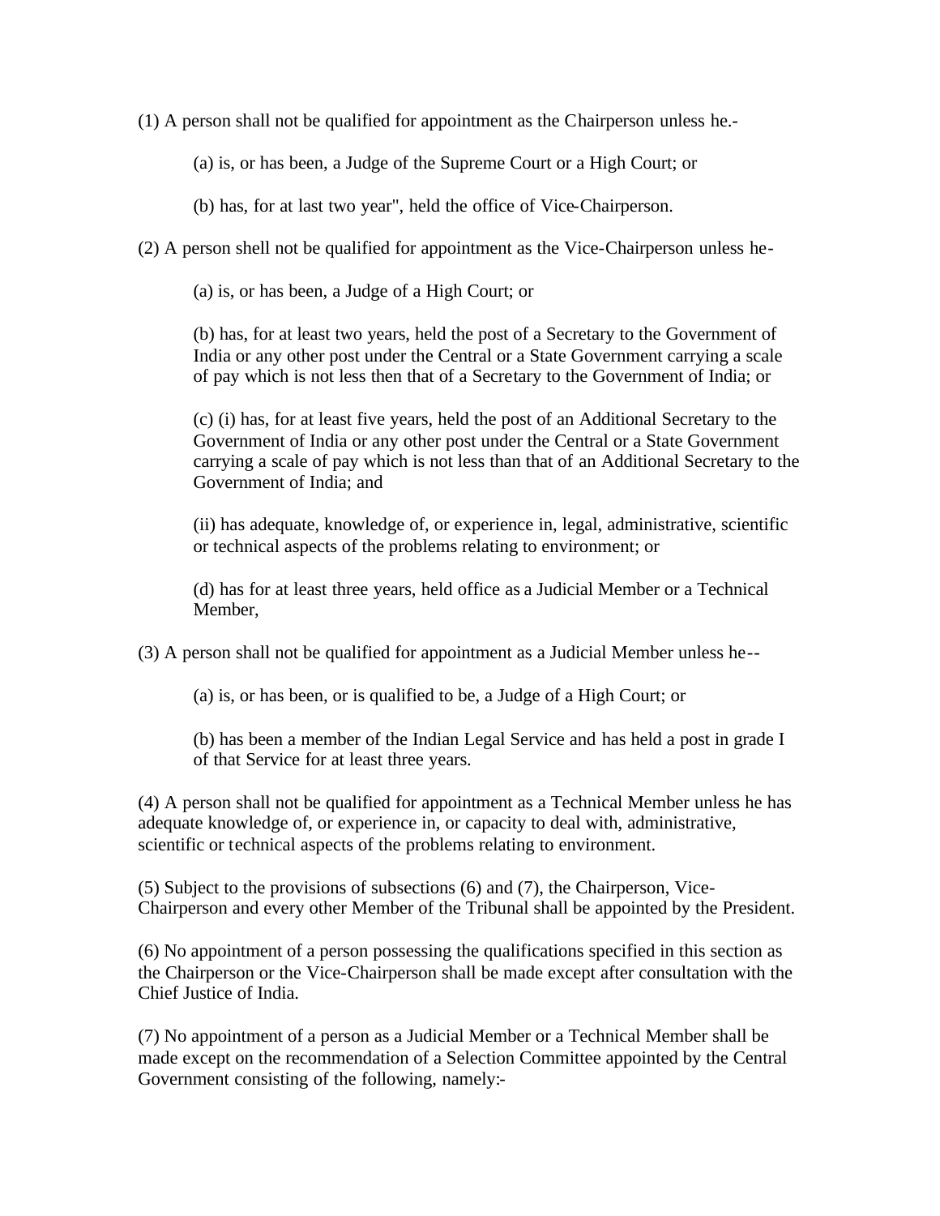(1) A person shall not be qualified for appointment as the Chairperson unless he.-

(a) is, or has been, a Judge of the Supreme Court or a High Court; or

(b) has, for at last two year", held the office of Vice-Chairperson.

(2) A person shell not be qualified for appointment as the Vice-Chairperson unless he-

(a) is, or has been, a Judge of a High Court; or

(b) has, for at least two years, held the post of a Secretary to the Government of India or any other post under the Central or a State Government carrying a scale of pay which is not less then that of a Secretary to the Government of India; or

(c) (i) has, for at least five years, held the post of an Additional Secretary to the Government of India or any other post under the Central or a State Government carrying a scale of pay which is not less than that of an Additional Secretary to the Government of India; and

(ii) has adequate, knowledge of, or experience in, legal, administrative, scientific or technical aspects of the problems relating to environment; or

(d) has for at least three years, held office as a Judicial Member or a Technical Member,

(3) A person shall not be qualified for appointment as a Judicial Member unless he--

(a) is, or has been, or is qualified to be, a Judge of a High Court; or

(b) has been a member of the Indian Legal Service and has held a post in grade I of that Service for at least three years.

(4) A person shall not be qualified for appointment as a Technical Member unless he has adequate knowledge of, or experience in, or capacity to deal with, administrative, scientific or technical aspects of the problems relating to environment.

(5) Subject to the provisions of subsections (6) and (7), the Chairperson, Vice-Chairperson and every other Member of the Tribunal shall be appointed by the President.

(6) No appointment of a person possessing the qualifications specified in this section as the Chairperson or the Vice-Chairperson shall be made except after consultation with the Chief Justice of India.

(7) No appointment of a person as a Judicial Member or a Technical Member shall be made except on the recommendation of a Selection Committee appointed by the Central Government consisting of the following, namely:-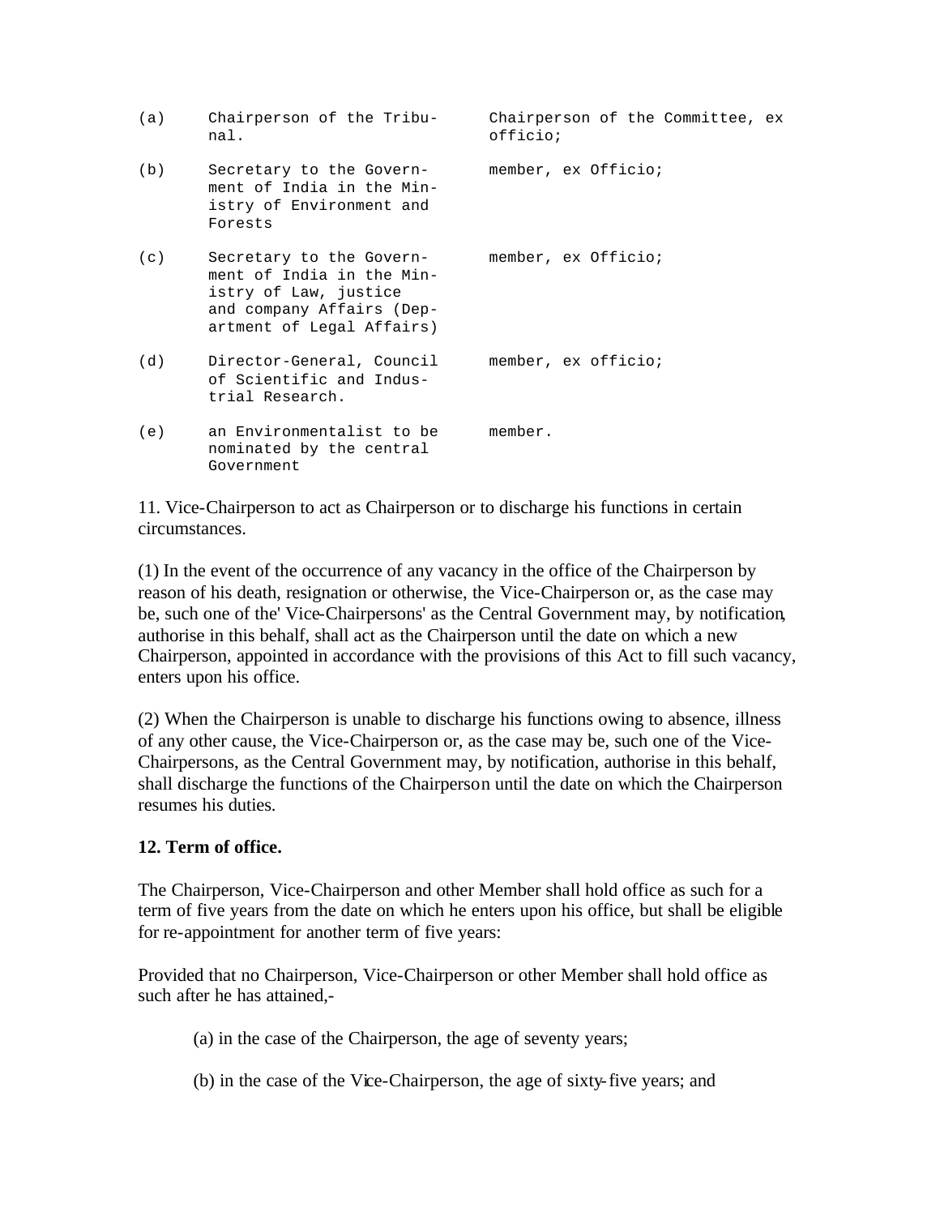| | | |
|---|---|---|
| (a) | Chairperson of the Tribunal. | Chairperson of the Committee, ex officio; |
| (b) | Secretary to the Government of India in the Ministry of Environment and Forests | member, ex Officio; |
| (c) | Secretary to the Government of India in the Ministry of Law, justice and company Affairs (Department of Legal Affairs) | member, ex Officio; |
| (d) | Director-General, Council of Scientific and Industrial Research. | member, ex officio; |
| (e) | an Environmentalist to be nominated by the central Government | member. |

11. Vice-Chairperson to act as Chairperson or to discharge his functions in certain circumstances.

(1) In the event of the occurrence of any vacancy in the office of the Chairperson by reason of his death, resignation or otherwise, the Vice-Chairperson or, as the case may be, such one of the' Vice-Chairpersons' as the Central Government may, by notification, authorise in this behalf, shall act as the Chairperson until the date on which a new Chairperson, appointed in accordance with the provisions of this Act to fill such vacancy, enters upon his office.

(2) When the Chairperson is unable to discharge his functions owing to absence, illness of any other cause, the Vice-Chairperson or, as the case may be, such one of the Vice-Chairpersons, as the Central Government may, by notification, authorise in this behalf, shall discharge the functions of the Chairperson until the date on which the Chairperson resumes his duties.

**12. Term of office.**

The Chairperson, Vice-Chairperson and other Member shall hold office as such for a term of five years from the date on which he enters upon his office, but shall be eligible for re-appointment for another term of five years:

Provided that no Chairperson, Vice-Chairperson or other Member shall hold office as such after he has attained,-

(a) in the case of the Chairperson, the age of seventy years;

(b) in the case of the Vice-Chairperson, the age of sixty-five years; and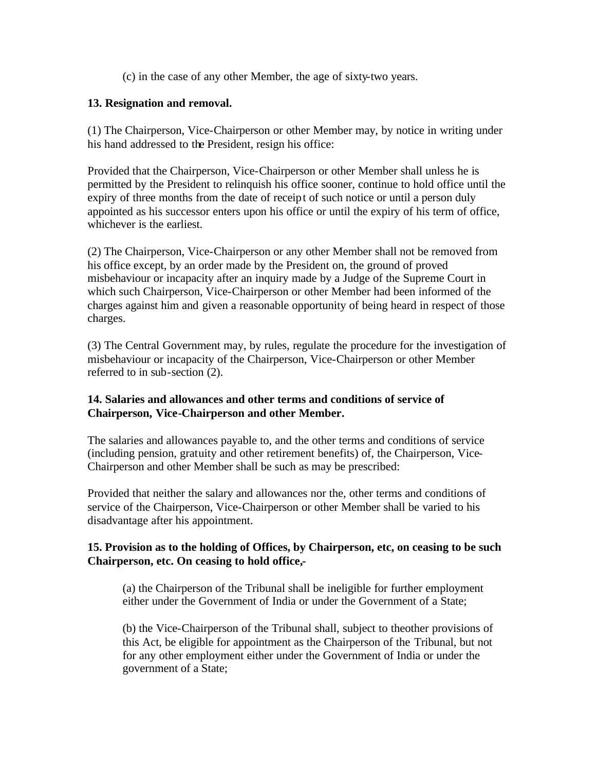(c) in the case of any other Member, the age of sixty-two years.

**13. Resignation and removal.**

(1) The Chairperson, Vice-Chairperson or other Member may, by notice in writing under his hand addressed to the President, resign his office:

Provided that the Chairperson, Vice-Chairperson or other Member shall unless he is permitted by the President to relinquish his office sooner, continue to hold office until the expiry of three months from the date of receipt of such notice or until a person duly appointed as his successor enters upon his office or until the expiry of his term of office, whichever is the earliest.

(2) The Chairperson, Vice-Chairperson or any other Member shall not be removed from his office except, by an order made by the President on, the ground of proved misbehaviour or incapacity after an inquiry made by a Judge of the Supreme Court in which such Chairperson, Vice-Chairperson or other Member had been informed of the charges against him and given a reasonable opportunity of being heard in respect of those charges.

(3) The Central Government may, by rules, regulate the procedure for the investigation of misbehaviour or incapacity of the Chairperson, Vice-Chairperson or other Member referred to in sub-section (2).

**14. Salaries and allowances and other terms and conditions of service of Chairperson, Vice-Chairperson and other Member.**

The salaries and allowances payable to, and the other terms and conditions of service (including pension, gratuity and other retirement benefits) of, the Chairperson, Vice-Chairperson and other Member shall be such as may be prescribed:

Provided that neither the salary and allowances nor the, other terms and conditions of service of the Chairperson, Vice-Chairperson or other Member shall be varied to his disadvantage after his appointment.

**15. Provision as to the holding of Offices, by Chairperson, etc, on ceasing to be such Chairperson, etc. On ceasing to hold office,-**

(a) the Chairperson of the Tribunal shall be ineligible for further employment either under the Government of India or under the Government of a State;

(b) the Vice-Chairperson of the Tribunal shall, subject to theother provisions of this Act, be eligible for appointment as the Chairperson of the Tribunal, but not for any other employment either under the Government of India or under the government of a State;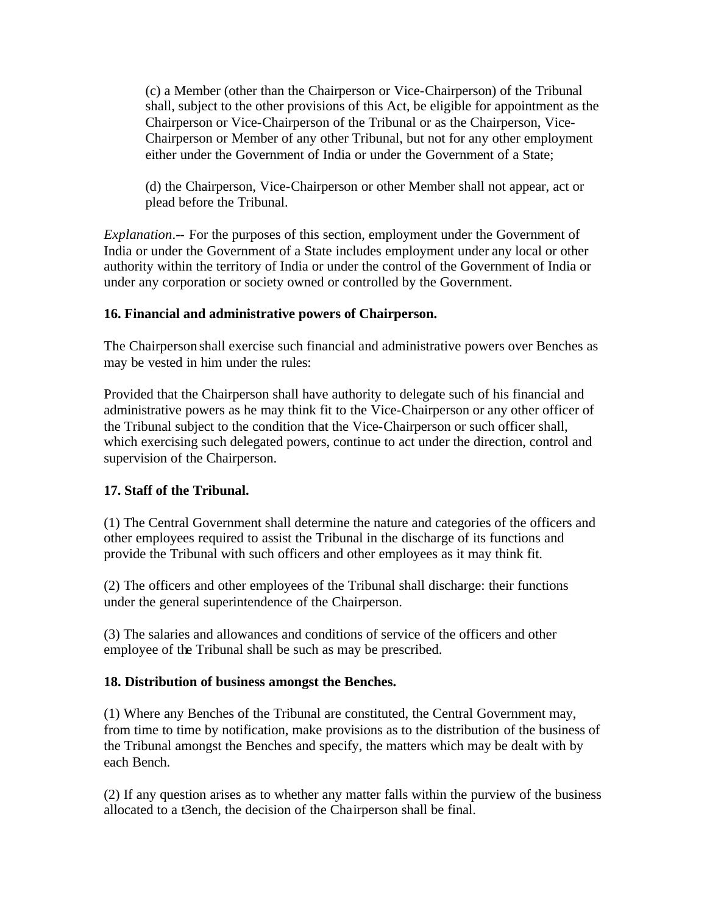(c) a Member (other than the Chairperson or Vice-Chairperson) of the Tribunal shall, subject to the other provisions of this Act, be eligible for appointment as the Chairperson or Vice-Chairperson of the Tribunal or as the Chairperson, Vice-Chairperson or Member of any other Tribunal, but not for any other employment either under the Government of India or under the Government of a State;

(d) the Chairperson, Vice-Chairperson or other Member shall not appear, act or plead before the Tribunal.

*Explanation*.-- For the purposes of this section, employment under the Government of India or under the Government of a State includes employment under any local or other authority within the territory of India or under the control of the Government of India or under any corporation or society owned or controlled by the Government.

**16. Financial and administrative powers of Chairperson.**

The Chairperson shall exercise such financial and administrative powers over Benches as may be vested in him under the rules:

Provided that the Chairperson shall have authority to delegate such of his financial and administrative powers as he may think fit to the Vice-Chairperson or any other officer of the Tribunal subject to the condition that the Vice-Chairperson or such officer shall, which exercising such delegated powers, continue to act under the direction, control and supervision of the Chairperson.

**17. Staff of the Tribunal.**

(1) The Central Government shall determine the nature and categories of the officers and other employees required to assist the Tribunal in the discharge of its functions and provide the Tribunal with such officers and other employees as it may think fit.

(2) The officers and other employees of the Tribunal shall discharge: their functions under the general superintendence of the Chairperson.

(3) The salaries and allowances and conditions of service of the officers and other employee of the Tribunal shall be such as may be prescribed.

**18. Distribution of business amongst the Benches.**

(1) Where any Benches of the Tribunal are constituted, the Central Government may, from time to time by notification, make provisions as to the distribution of the business of the Tribunal amongst the Benches and specify, the matters which may be dealt with by each Bench.

(2) If any question arises as to whether any matter falls within the purview of the business allocated to a t3ench, the decision of the Chairperson shall be final.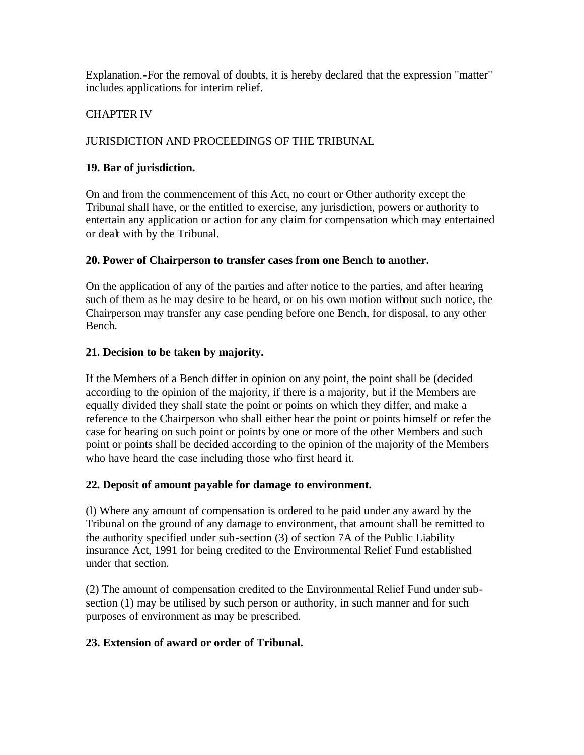Explanation.-For the removal of doubts, it is hereby declared that the expression "matter" includes applications for interim relief.

CHAPTER IV

JURISDICTION AND PROCEEDINGS OF THE TRIBUNAL

**19. Bar of jurisdiction.**

On and from the commencement of this Act, no court or Other authority except the Tribunal shall have, or the entitled to exercise, any jurisdiction, powers or authority to entertain any application or action for any claim for compensation which may entertained or dealt with by the Tribunal.

**20. Power of Chairperson to transfer cases from one Bench to another.**

On the application of any of the parties and after notice to the parties, and after hearing such of them as he may desire to be heard, or on his own motion without such notice, the Chairperson may transfer any case pending before one Bench, for disposal, to any other Bench.

**21. Decision to be taken by majority.**

If the Members of a Bench differ in opinion on any point, the point shall be (decided according to the opinion of the majority, if there is a majority, but if the Members are equally divided they shall state the point or points on which they differ, and make a reference to the Chairperson who shall either hear the point or points himself or refer the case for hearing on such point or points by one or more of the other Members and such point or points shall be decided according to the opinion of the majority of the Members who have heard the case including those who first heard it.

**22. Deposit of amount payable for damage to environment.**

(l) Where any amount of compensation is ordered to he paid under any award by the Tribunal on the ground of any damage to environment, that amount shall be remitted to the authority specified under sub-section (3) of section 7A of the Public Liability insurance Act, 1991 for being credited to the Environmental Relief Fund established under that section.

(2) The amount of compensation credited to the Environmental Relief Fund under sub-section (1) may be utilised by such person or authority, in such manner and for such purposes of environment as may be prescribed.

**23. Extension of award or order of Tribunal.**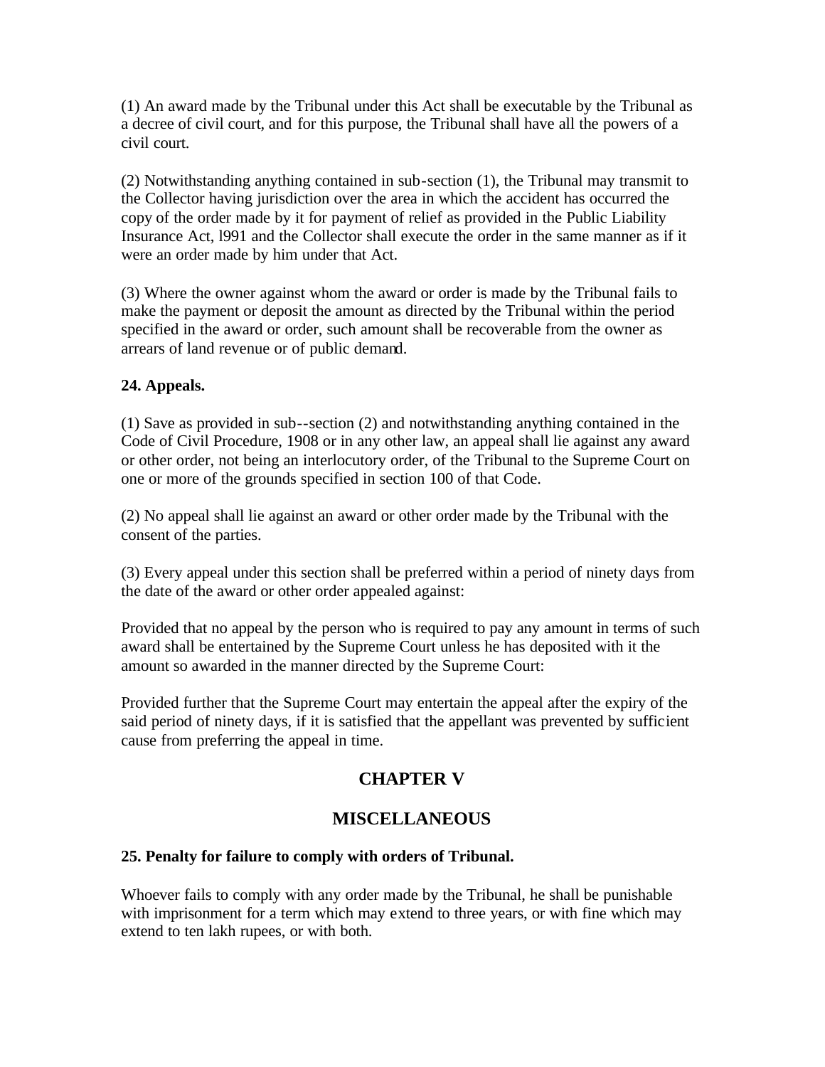(1) An award made by the Tribunal under this Act shall be executable by the Tribunal as a decree of civil court, and for this purpose, the Tribunal shall have all the powers of a civil court.

(2) Notwithstanding anything contained in sub-section (1), the Tribunal may transmit to the Collector having jurisdiction over the area in which the accident has occurred the copy of the order made by it for payment of relief as provided in the Public Liability Insurance Act, l991 and the Collector shall execute the order in the same manner as if it were an order made by him under that Act.

(3) Where the owner against whom the award or order is made by the Tribunal fails to make the payment or deposit the amount as directed by the Tribunal within the period specified in the award or order, such amount shall be recoverable from the owner as arrears of land revenue or of public demand.

**24. Appeals.**

(1) Save as provided in sub--section (2) and notwithstanding anything contained in the Code of Civil Procedure, 1908 or in any other law, an appeal shall lie against any award or other order, not being an interlocutory order, of the Tribunal to the Supreme Court on one or more of the grounds specified in section 100 of that Code.

(2) No appeal shall lie against an award or other order made by the Tribunal with the consent of the parties.

(3) Every appeal under this section shall be preferred within a period of ninety days from the date of the award or other order appealed against:

Provided that no appeal by the person who is required to pay any amount in terms of such award shall be entertained by the Supreme Court unless he has deposited with it the amount so awarded in the manner directed by the Supreme Court:

Provided further that the Supreme Court may entertain the appeal after the expiry of the said period of ninety days, if it is satisfied that the appellant was prevented by sufficient cause from preferring the appeal in time.

## CHAPTER V

## MISCELLANEOUS

**25. Penalty for failure to comply with orders of Tribunal.**

Whoever fails to comply with any order made by the Tribunal, he shall be punishable with imprisonment for a term which may extend to three years, or with fine which may extend to ten lakh rupees, or with both.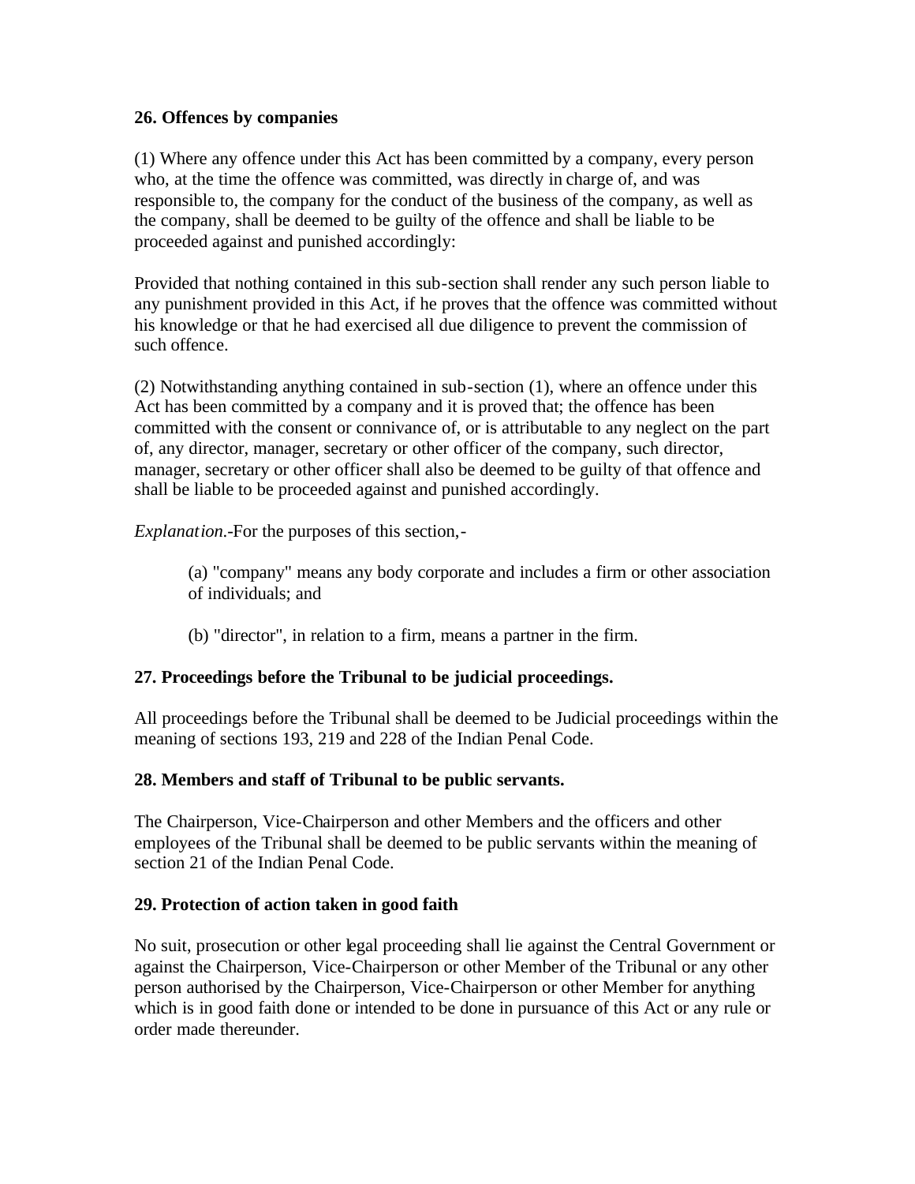**26. Offences by companies**

(1) Where any offence under this Act has been committed by a company, every person who, at the time the offence was committed, was directly in charge of, and was responsible to, the company for the conduct of the business of the company, as well as the company, shall be deemed to be guilty of the offence and shall be liable to be proceeded against and punished accordingly:

Provided that nothing contained in this sub-section shall render any such person liable to any punishment provided in this Act, if he proves that the offence was committed without his knowledge or that he had exercised all due diligence to prevent the commission of such offence.

(2) Notwithstanding anything contained in sub-section (1), where an offence under this Act has been committed by a company and it is proved that; the offence has been committed with the consent or connivance of, or is attributable to any neglect on the part of, any director, manager, secretary or other officer of the company, such director, manager, secretary or other officer shall also be deemed to be guilty of that offence and shall be liable to be proceeded against and punished accordingly.

*Explanation.*-For the purposes of this section,-

> (a) "company" means any body corporate and includes a firm or other association of individuals; and
>
> (b) "director", in relation to a firm, means a partner in the firm.

**27. Proceedings before the Tribunal to be judicial proceedings.**

All proceedings before the Tribunal shall be deemed to be Judicial proceedings within the meaning of sections 193, 219 and 228 of the Indian Penal Code.

**28. Members and staff of Tribunal to be public servants.**

The Chairperson, Vice-Chairperson and other Members and the officers and other employees of the Tribunal shall be deemed to be public servants within the meaning of section 21 of the Indian Penal Code.

**29. Protection of action taken in good faith**

No suit, prosecution or other legal proceeding shall lie against the Central Government or against the Chairperson, Vice-Chairperson or other Member of the Tribunal or any other person authorised by the Chairperson, Vice-Chairperson or other Member for anything which is in good faith done or intended to be done in pursuance of this Act or any rule or order made thereunder.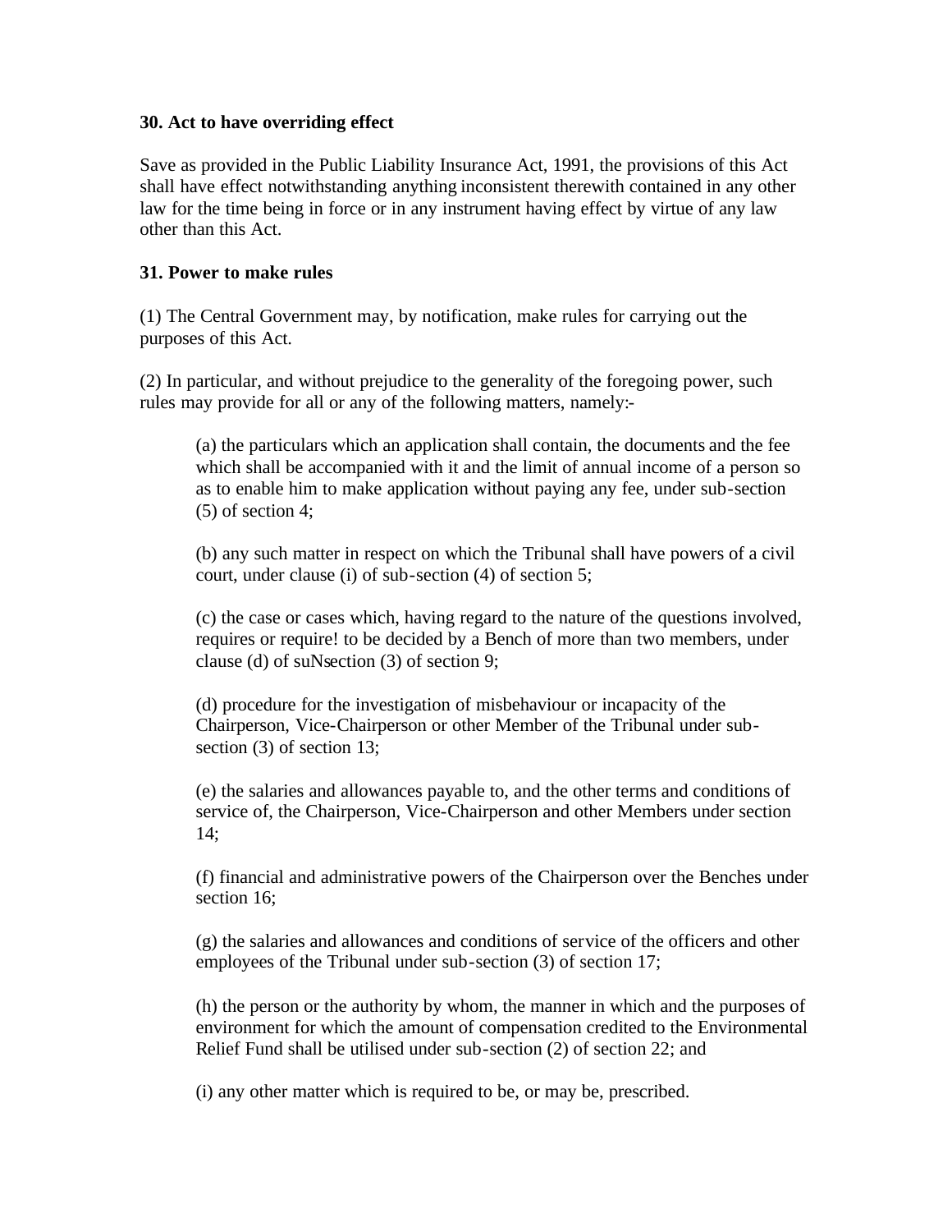**30. Act to have overriding effect**

Save as provided in the Public Liability Insurance Act, 1991, the provisions of this Act shall have effect notwithstanding anything inconsistent therewith contained in any other law for the time being in force or in any instrument having effect by virtue of any law other than this Act.

**31. Power to make rules**

(1) The Central Government may, by notification, make rules for carrying out the purposes of this Act.

(2) In particular, and without prejudice to the generality of the foregoing power, such rules may provide for all or any of the following matters, namely:-

(a) the particulars which an application shall contain, the documents and the fee which shall be accompanied with it and the limit of annual income of a person so as to enable him to make application without paying any fee, under sub-section (5) of section 4;

(b) any such matter in respect on which the Tribunal shall have powers of a civil court, under clause (i) of sub-section (4) of section 5;

(c) the case or cases which, having regard to the nature of the questions involved, requires or require! to be decided by a Bench of more than two members, under clause (d) of suNsection (3) of section 9;

(d) procedure for the investigation of misbehaviour or incapacity of the Chairperson, Vice-Chairperson or other Member of the Tribunal under sub-section (3) of section 13;

(e) the salaries and allowances payable to, and the other terms and conditions of service of, the Chairperson, Vice-Chairperson and other Members under section 14;

(f) financial and administrative powers of the Chairperson over the Benches under section 16;

(g) the salaries and allowances and conditions of service of the officers and other employees of the Tribunal under sub-section (3) of section 17;

(h) the person or the authority by whom, the manner in which and the purposes of environment for which the amount of compensation credited to the Environmental Relief Fund shall be utilised under sub-section (2) of section 22; and

(i) any other matter which is required to be, or may be, prescribed.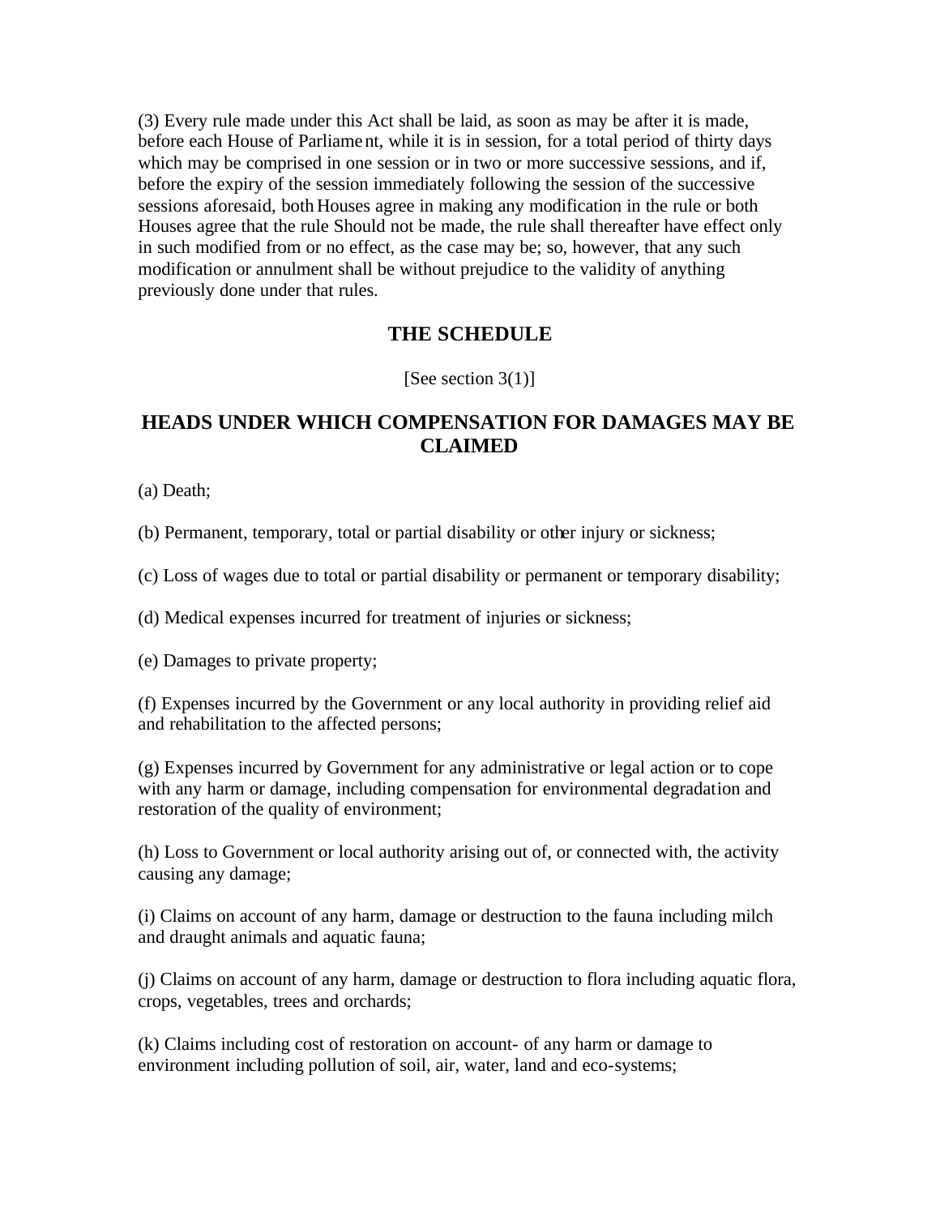(3) Every rule made under this Act shall be laid, as soon as may be after it is made, before each House of Parliament, while it is in session, for a total period of thirty days which may be comprised in one session or in two or more successive sessions, and if, before the expiry of the session immediately following the session of the successive sessions aforesaid, both Houses agree in making any modification in the rule or both Houses agree that the rule Should not be made, the rule shall thereafter have effect only in such modified from or no effect, as the case may be; so, however, that any such modification or annulment shall be without prejudice to the validity of anything previously done under that rules.

## THE SCHEDULE

[See section 3(1)]

## HEADS UNDER WHICH COMPENSATION FOR DAMAGES MAY BE CLAIMED

(a) Death;

(b) Permanent, temporary, total or partial disability or other injury or sickness;

(c) Loss of wages due to total or partial disability or permanent or temporary disability;

(d) Medical expenses incurred for treatment of injuries or sickness;

(e) Damages to private property;

(f) Expenses incurred by the Government or any local authority in providing relief aid and rehabilitation to the affected persons;

(g) Expenses incurred by Government for any administrative or legal action or to cope with any harm or damage, including compensation for environmental degradation and restoration of the quality of environment;

(h) Loss to Government or local authority arising out of, or connected with, the activity causing any damage;

(i) Claims on account of any harm, damage or destruction to the fauna including milch and draught animals and aquatic fauna;

(j) Claims on account of any harm, damage or destruction to flora including aquatic flora, crops, vegetables, trees and orchards;

(k) Claims including cost of restoration on account- of any harm or damage to environment including pollution of soil, air, water, land and eco-systems;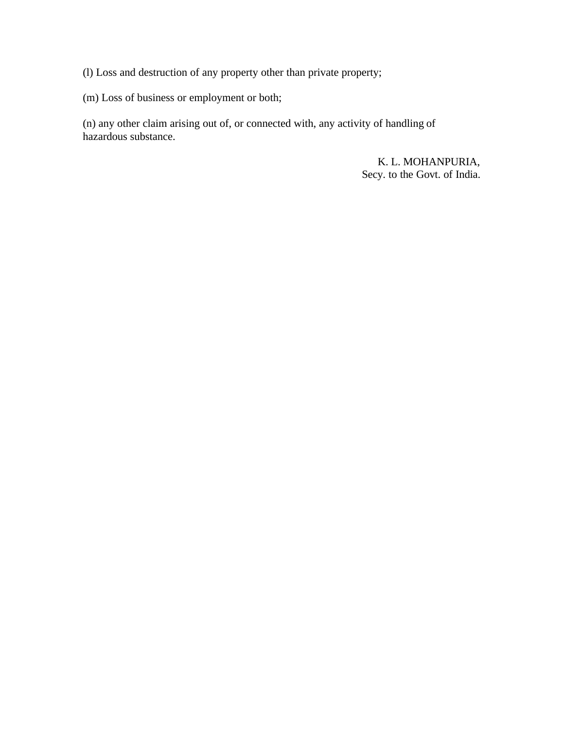(l) Loss and destruction of any property other than private property;

(m) Loss of business or employment or both;

(n) any other claim arising out of, or connected with, any activity of handling of hazardous substance.

K. L. MOHANPURIA,
Secy. to the Govt. of India.